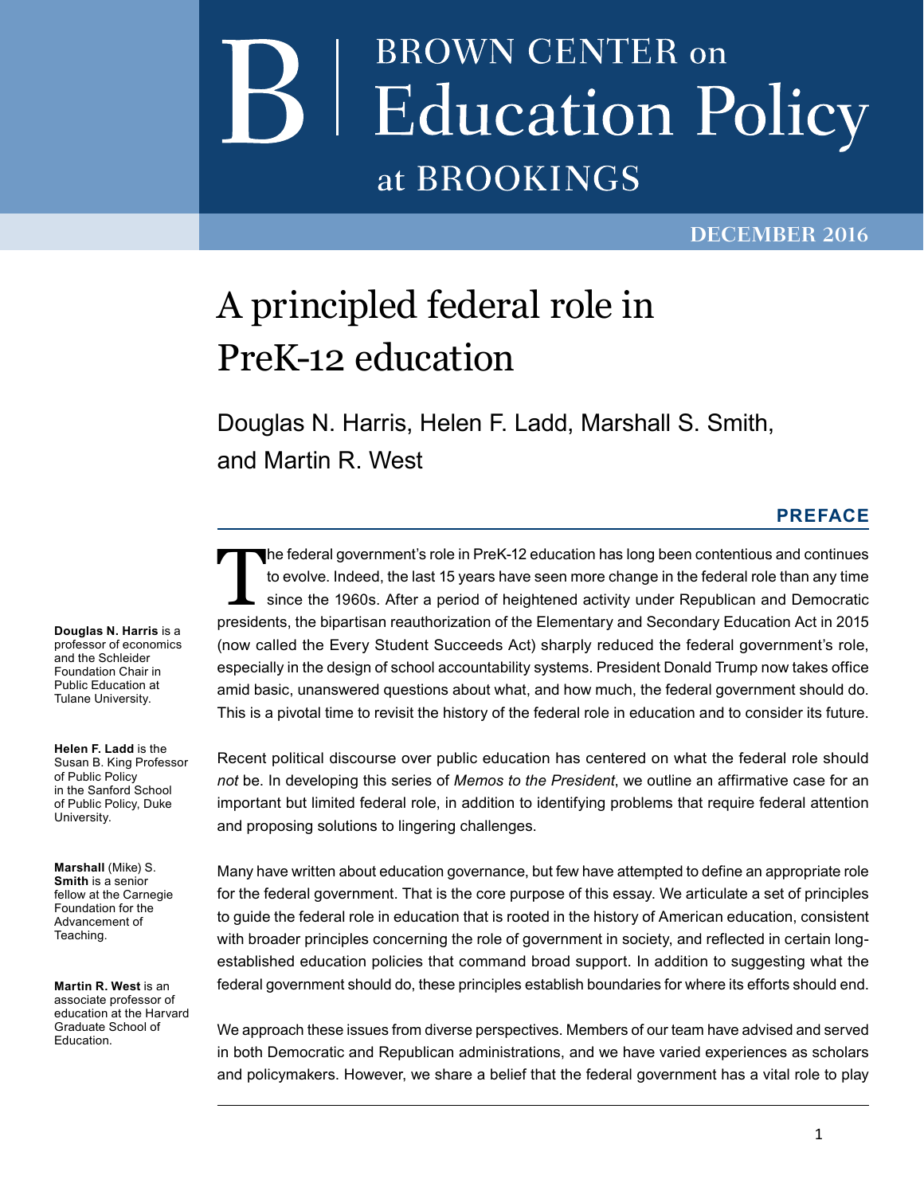BROWN CENTER on Education Policy at BROOKINGS

DECEMBER 2016

# A principled federal role in PreK-12 education

Douglas N. Harris, Helen F. Ladd, Marshall S. Smith, and Martin R. West

**Douglas N. Harris** is a professor of economics and the Schleider Foundation Chair in Public Education at Tulane University.

**Helen F. Ladd** is the Susan B. King Professor of Public Policy in the Sanford School of Public Policy, Duke University.

**Marshall** (Mike) S. **Smith** is a senior fellow at the Carnegie Foundation for the Advancement of Teaching.

**Martin R. West** is an associate professor of education at the Harvard Graduate School of Education.

## PREFACE

The federal government's role in PreK-12 education has long been contentious and continues to evolve. Indeed, the last 15 years have seen more change in the federal role than any time since the 1960s. After a period of heightened activity under Republican and Democratic presidents, the bipartisan reauthorization of the Elementary and Secondary Education Act in 2015 (now called the Every Student Succeeds Act) sharply reduced the federal government's role, especially in the design of school accountability systems. President Donald Trump now takes office amid basic, unanswered questions about what, and how much, the federal government should do. This is a pivotal time to revisit the history of the federal role in education and to consider its future.

Recent political discourse over public education has centered on what the federal role should *not* be. In developing this series of *Memos to the President*, we outline an affirmative case for an important but limited federal role, in addition to identifying problems that require federal attention and proposing solutions to lingering challenges.

Many have written about education governance, but few have attempted to define an appropriate role for the federal government. That is the core purpose of this essay. We articulate a set of principles to guide the federal role in education that is rooted in the history of American education, consistent with broader principles concerning the role of government in society, and reflected in certain long-established education policies that command broad support. In addition to suggesting what the federal government should do, these principles establish boundaries for where its efforts should end.

We approach these issues from diverse perspectives. Members of our team have advised and served in both Democratic and Republican administrations, and we have varied experiences as scholars and policymakers. However, we share a belief that the federal government has a vital role to play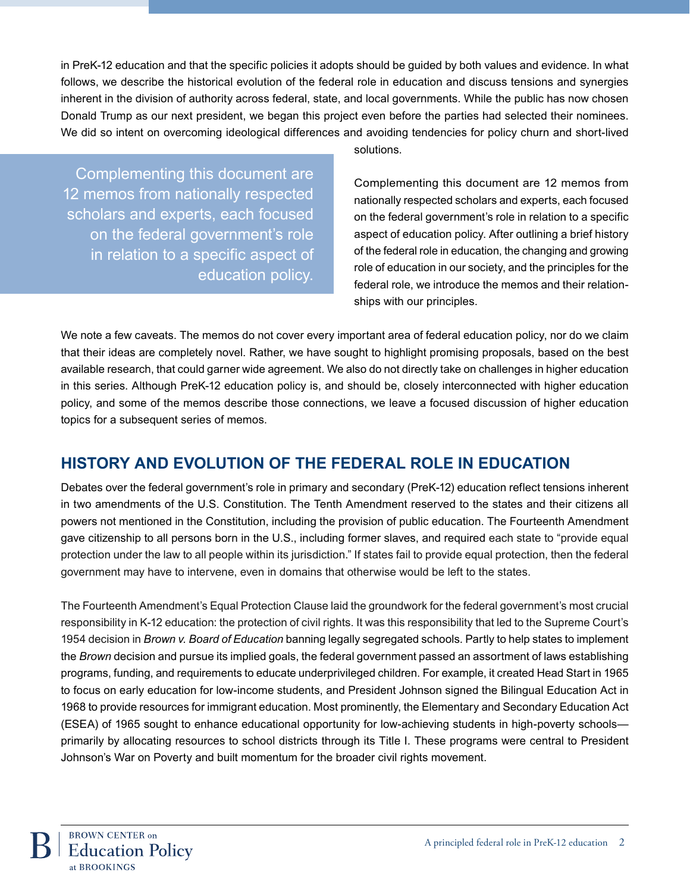in PreK-12 education and that the specific policies it adopts should be guided by both values and evidence. In what follows, we describe the historical evolution of the federal role in education and discuss tensions and synergies inherent in the division of authority across federal, state, and local governments. While the public has now chosen Donald Trump as our next president, we began this project even before the parties had selected their nominees. We did so intent on overcoming ideological differences and avoiding tendencies for policy churn and short-lived solutions.

> Complementing this document are 12 memos from nationally respected scholars and experts, each focused on the federal government's role in relation to a specific aspect of education policy.

Complementing this document are 12 memos from nationally respected scholars and experts, each focused on the federal government's role in relation to a specific aspect of education policy. After outlining a brief history of the federal role in education, the changing and growing role of education in our society, and the principles for the federal role, we introduce the memos and their relationships with our principles.

We note a few caveats. The memos do not cover every important area of federal education policy, nor do we claim that their ideas are completely novel. Rather, we have sought to highlight promising proposals, based on the best available research, that could garner wide agreement. We also do not directly take on challenges in higher education in this series. Although PreK-12 education policy is, and should be, closely interconnected with higher education policy, and some of the memos describe those connections, we leave a focused discussion of higher education topics for a subsequent series of memos.

## HISTORY AND EVOLUTION OF THE FEDERAL ROLE IN EDUCATION

Debates over the federal government's role in primary and secondary (PreK-12) education reflect tensions inherent in two amendments of the U.S. Constitution. The Tenth Amendment reserved to the states and their citizens all powers not mentioned in the Constitution, including the provision of public education. The Fourteenth Amendment gave citizenship to all persons born in the U.S., including former slaves, and required each state to "provide equal protection under the law to all people within its jurisdiction." If states fail to provide equal protection, then the federal government may have to intervene, even in domains that otherwise would be left to the states.

The Fourteenth Amendment's Equal Protection Clause laid the groundwork for the federal government's most crucial responsibility in K-12 education: the protection of civil rights. It was this responsibility that led to the Supreme Court's 1954 decision in *Brown v. Board of Education* banning legally segregated schools. Partly to help states to implement the *Brown* decision and pursue its implied goals, the federal government passed an assortment of laws establishing programs, funding, and requirements to educate underprivileged children. For example, it created Head Start in 1965 to focus on early education for low-income students, and President Johnson signed the Bilingual Education Act in 1968 to provide resources for immigrant education. Most prominently, the Elementary and Secondary Education Act (ESEA) of 1965 sought to enhance educational opportunity for low-achieving students in high-poverty schools—primarily by allocating resources to school districts through its Title I. These programs were central to President Johnson's War on Poverty and built momentum for the broader civil rights movement.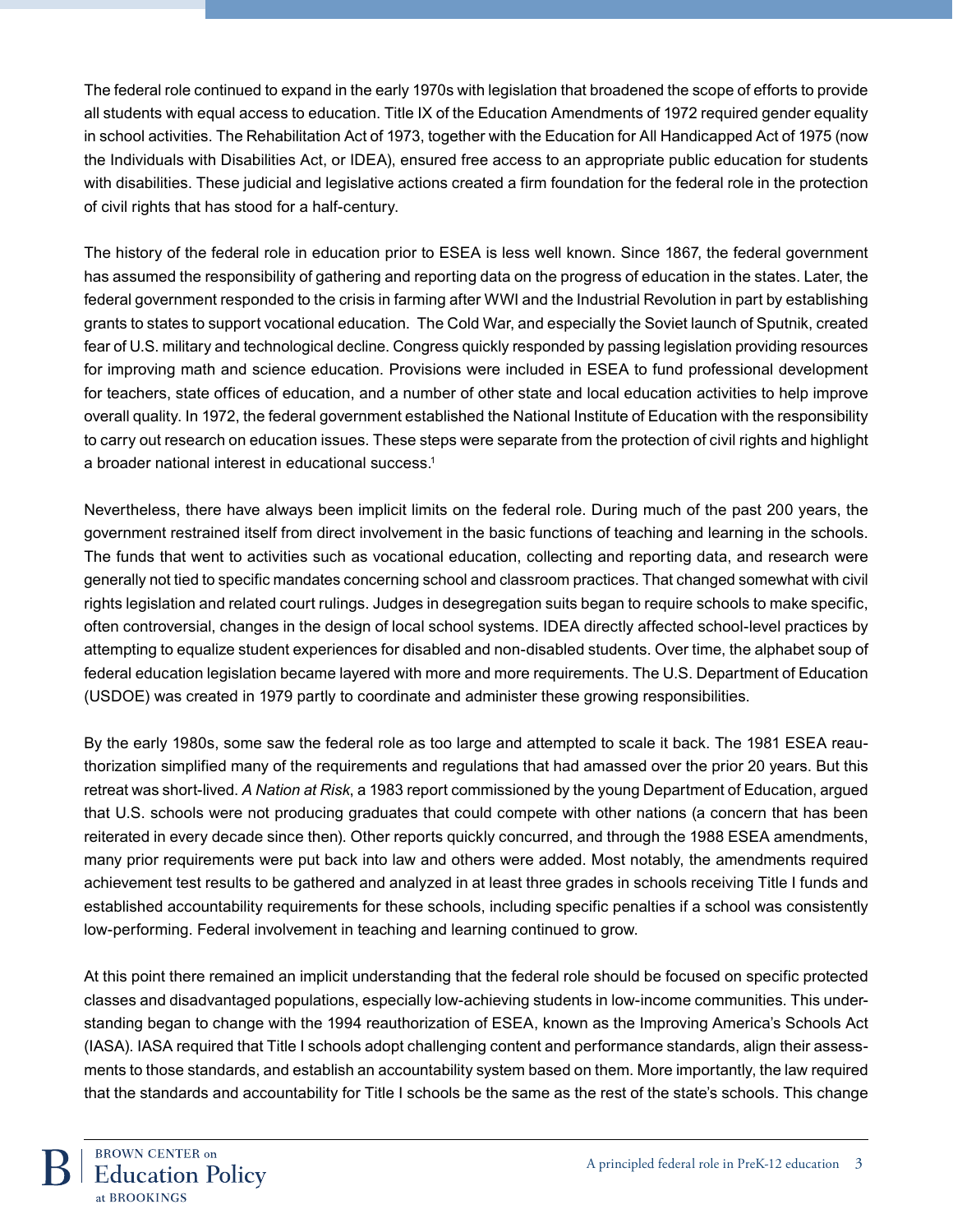The federal role continued to expand in the early 1970s with legislation that broadened the scope of efforts to provide all students with equal access to education. Title IX of the Education Amendments of 1972 required gender equality in school activities. The Rehabilitation Act of 1973, together with the Education for All Handicapped Act of 1975 (now the Individuals with Disabilities Act, or IDEA), ensured free access to an appropriate public education for students with disabilities. These judicial and legislative actions created a firm foundation for the federal role in the protection of civil rights that has stood for a half-century.

The history of the federal role in education prior to ESEA is less well known. Since 1867, the federal government has assumed the responsibility of gathering and reporting data on the progress of education in the states. Later, the federal government responded to the crisis in farming after WWI and the Industrial Revolution in part by establishing grants to states to support vocational education. The Cold War, and especially the Soviet launch of Sputnik, created fear of U.S. military and technological decline. Congress quickly responded by passing legislation providing resources for improving math and science education. Provisions were included in ESEA to fund professional development for teachers, state offices of education, and a number of other state and local education activities to help improve overall quality. In 1972, the federal government established the National Institute of Education with the responsibility to carry out research on education issues. These steps were separate from the protection of civil rights and highlight a broader national interest in educational success.[1]

Nevertheless, there have always been implicit limits on the federal role. During much of the past 200 years, the government restrained itself from direct involvement in the basic functions of teaching and learning in the schools. The funds that went to activities such as vocational education, collecting and reporting data, and research were generally not tied to specific mandates concerning school and classroom practices. That changed somewhat with civil rights legislation and related court rulings. Judges in desegregation suits began to require schools to make specific, often controversial, changes in the design of local school systems. IDEA directly affected school-level practices by attempting to equalize student experiences for disabled and non-disabled students. Over time, the alphabet soup of federal education legislation became layered with more and more requirements. The U.S. Department of Education (USDOE) was created in 1979 partly to coordinate and administer these growing responsibilities.

By the early 1980s, some saw the federal role as too large and attempted to scale it back. The 1981 ESEA reauthorization simplified many of the requirements and regulations that had amassed over the prior 20 years. But this retreat was short-lived. *A Nation at Risk*, a 1983 report commissioned by the young Department of Education, argued that U.S. schools were not producing graduates that could compete with other nations (a concern that has been reiterated in every decade since then). Other reports quickly concurred, and through the 1988 ESEA amendments, many prior requirements were put back into law and others were added. Most notably, the amendments required achievement test results to be gathered and analyzed in at least three grades in schools receiving Title I funds and established accountability requirements for these schools, including specific penalties if a school was consistently low-performing. Federal involvement in teaching and learning continued to grow.

At this point there remained an implicit understanding that the federal role should be focused on specific protected classes and disadvantaged populations, especially low-achieving students in low-income communities. This understanding began to change with the 1994 reauthorization of ESEA, known as the Improving America's Schools Act (IASA). IASA required that Title I schools adopt challenging content and performance standards, align their assessments to those standards, and establish an accountability system based on them. More importantly, the law required that the standards and accountability for Title I schools be the same as the rest of the state's schools. This change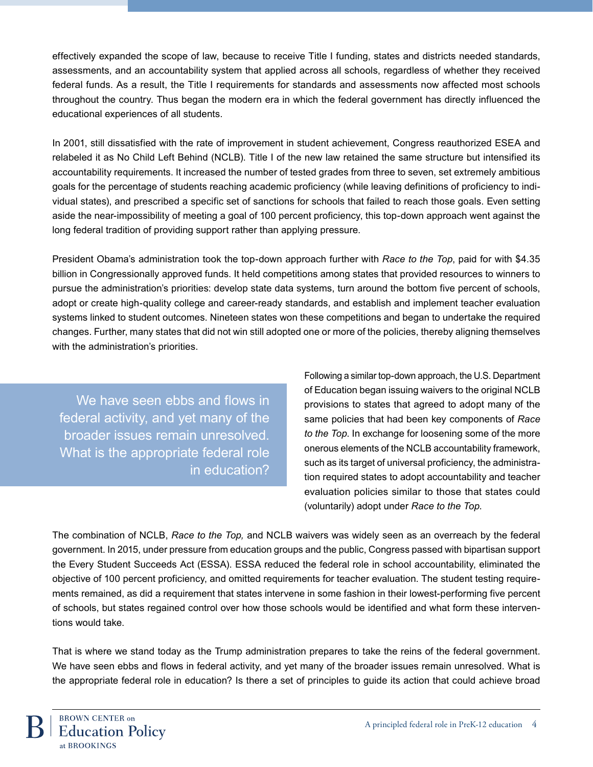effectively expanded the scope of law, because to receive Title I funding, states and districts needed standards, assessments, and an accountability system that applied across all schools, regardless of whether they received federal funds. As a result, the Title I requirements for standards and assessments now affected most schools throughout the country. Thus began the modern era in which the federal government has directly influenced the educational experiences of all students.

In 2001, still dissatisfied with the rate of improvement in student achievement, Congress reauthorized ESEA and relabeled it as No Child Left Behind (NCLB). Title I of the new law retained the same structure but intensified its accountability requirements. It increased the number of tested grades from three to seven, set extremely ambitious goals for the percentage of students reaching academic proficiency (while leaving definitions of proficiency to individual states), and prescribed a specific set of sanctions for schools that failed to reach those goals. Even setting aside the near-impossibility of meeting a goal of 100 percent proficiency, this top-down approach went against the long federal tradition of providing support rather than applying pressure.

President Obama's administration took the top-down approach further with *Race to the Top*, paid for with $4.35 billion in Congressionally approved funds. It held competitions among states that provided resources to winners to pursue the administration's priorities: develop state data systems, turn around the bottom five percent of schools, adopt or create high-quality college and career-ready standards, and establish and implement teacher evaluation systems linked to student outcomes. Nineteen states won these competitions and began to undertake the required changes. Further, many states that did not win still adopted one or more of the policies, thereby aligning themselves with the administration's priorities.

> We have seen ebbs and flows in federal activity, and yet many of the broader issues remain unresolved. What is the appropriate federal role in education?

Following a similar top-down approach, the U.S. Department of Education began issuing waivers to the original NCLB provisions to states that agreed to adopt many of the same policies that had been key components of *Race to the Top*. In exchange for loosening some of the more onerous elements of the NCLB accountability framework, such as its target of universal proficiency, the administration required states to adopt accountability and teacher evaluation policies similar to those that states could (voluntarily) adopt under *Race to the Top*.

The combination of NCLB, *Race to the Top,* and NCLB waivers was widely seen as an overreach by the federal government. In 2015, under pressure from education groups and the public, Congress passed with bipartisan support the Every Student Succeeds Act (ESSA). ESSA reduced the federal role in school accountability, eliminated the objective of 100 percent proficiency, and omitted requirements for teacher evaluation. The student testing requirements remained, as did a requirement that states intervene in some fashion in their lowest-performing five percent of schools, but states regained control over how those schools would be identified and what form these interventions would take.

That is where we stand today as the Trump administration prepares to take the reins of the federal government. We have seen ebbs and flows in federal activity, and yet many of the broader issues remain unresolved. What is the appropriate federal role in education? Is there a set of principles to guide its action that could achieve broad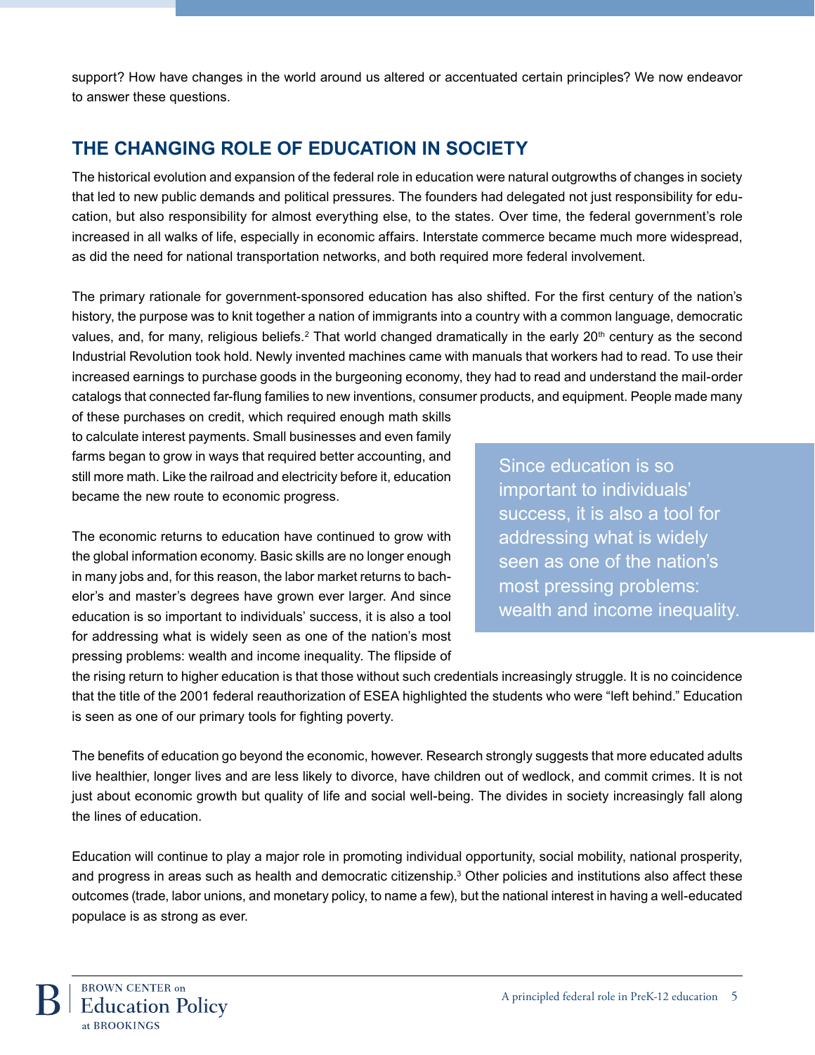support? How have changes in the world around us altered or accentuated certain principles? We now endeavor to answer these questions.

## THE CHANGING ROLE OF EDUCATION IN SOCIETY

The historical evolution and expansion of the federal role in education were natural outgrowths of changes in society that led to new public demands and political pressures. The founders had delegated not just responsibility for education, but also responsibility for almost everything else, to the states. Over time, the federal government's role increased in all walks of life, especially in economic affairs. Interstate commerce became much more widespread, as did the need for national transportation networks, and both required more federal involvement.

The primary rationale for government-sponsored education has also shifted. For the first century of the nation's history, the purpose was to knit together a nation of immigrants into a country with a common language, democratic values, and, for many, religious beliefs.[2] That world changed dramatically in the early 20th century as the second Industrial Revolution took hold. Newly invented machines came with manuals that workers had to read. To use their increased earnings to purchase goods in the burgeoning economy, they had to read and understand the mail-order catalogs that connected far-flung families to new inventions, consumer products, and equipment. People made many of these purchases on credit, which required enough math skills to calculate interest payments. Small businesses and even family farms began to grow in ways that required better accounting, and still more math. Like the railroad and electricity before it, education became the new route to economic progress.

The economic returns to education have continued to grow with the global information economy. Basic skills are no longer enough in many jobs and, for this reason, the labor market returns to bachelor's and master's degrees have grown ever larger. And since education is so important to individuals' success, it is also a tool for addressing what is widely seen as one of the nation's most pressing problems: wealth and income inequality. The flipside of the rising return to higher education is that those without such credentials increasingly struggle. It is no coincidence that the title of the 2001 federal reauthorization of ESEA highlighted the students who were "left behind." Education is seen as one of our primary tools for fighting poverty.

> Since education is so important to individuals' success, it is also a tool for addressing what is widely seen as one of the nation's most pressing problems: wealth and income inequality.

The benefits of education go beyond the economic, however. Research strongly suggests that more educated adults live healthier, longer lives and are less likely to divorce, have children out of wedlock, and commit crimes. It is not just about economic growth but quality of life and social well-being. The divides in society increasingly fall along the lines of education.

Education will continue to play a major role in promoting individual opportunity, social mobility, national prosperity, and progress in areas such as health and democratic citizenship.[3] Other policies and institutions also affect these outcomes (trade, labor unions, and monetary policy, to name a few), but the national interest in having a well-educated populace is as strong as ever.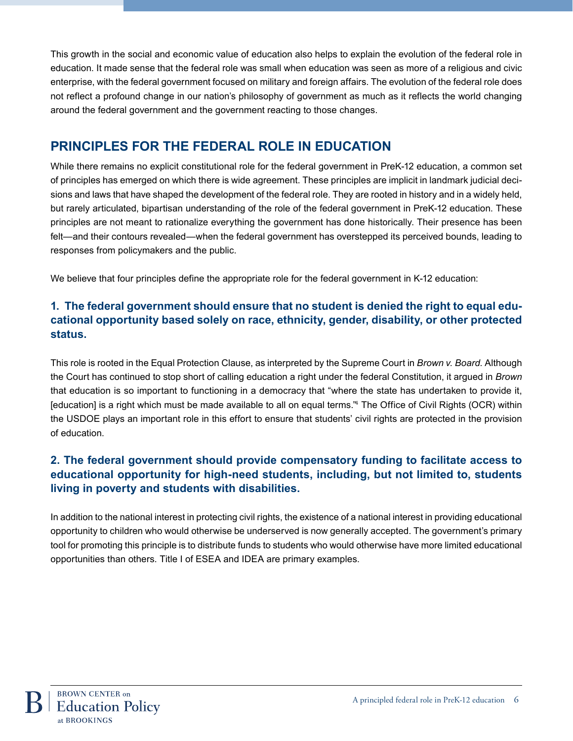This growth in the social and economic value of education also helps to explain the evolution of the federal role in education. It made sense that the federal role was small when education was seen as more of a religious and civic enterprise, with the federal government focused on military and foreign affairs. The evolution of the federal role does not reflect a profound change in our nation's philosophy of government as much as it reflects the world changing around the federal government and the government reacting to those changes.

## PRINCIPLES FOR THE FEDERAL ROLE IN EDUCATION

While there remains no explicit constitutional role for the federal government in PreK-12 education, a common set of principles has emerged on which there is wide agreement. These principles are implicit in landmark judicial decisions and laws that have shaped the development of the federal role. They are rooted in history and in a widely held, but rarely articulated, bipartisan understanding of the role of the federal government in PreK-12 education. These principles are not meant to rationalize everything the government has done historically. Their presence has been felt—and their contours revealed—when the federal government has overstepped its perceived bounds, leading to responses from policymakers and the public.

We believe that four principles define the appropriate role for the federal government in K-12 education:

### 1. The federal government should ensure that no student is denied the right to equal educational opportunity based solely on race, ethnicity, gender, disability, or other protected status.

This role is rooted in the Equal Protection Clause, as interpreted by the Supreme Court in *Brown v. Board.* Although the Court has continued to stop short of calling education a right under the federal Constitution, it argued in *Brown* that education is so important to functioning in a democracy that "where the state has undertaken to provide it, [education] is a right which must be made available to all on equal terms."[6] The Office of Civil Rights (OCR) within the USDOE plays an important role in this effort to ensure that students' civil rights are protected in the provision of education.

### 2. The federal government should provide compensatory funding to facilitate access to educational opportunity for high-need students, including, but not limited to, students living in poverty and students with disabilities.

In addition to the national interest in protecting civil rights, the existence of a national interest in providing educational opportunity to children who would otherwise be underserved is now generally accepted. The government's primary tool for promoting this principle is to distribute funds to students who would otherwise have more limited educational opportunities than others. Title I of ESEA and IDEA are primary examples.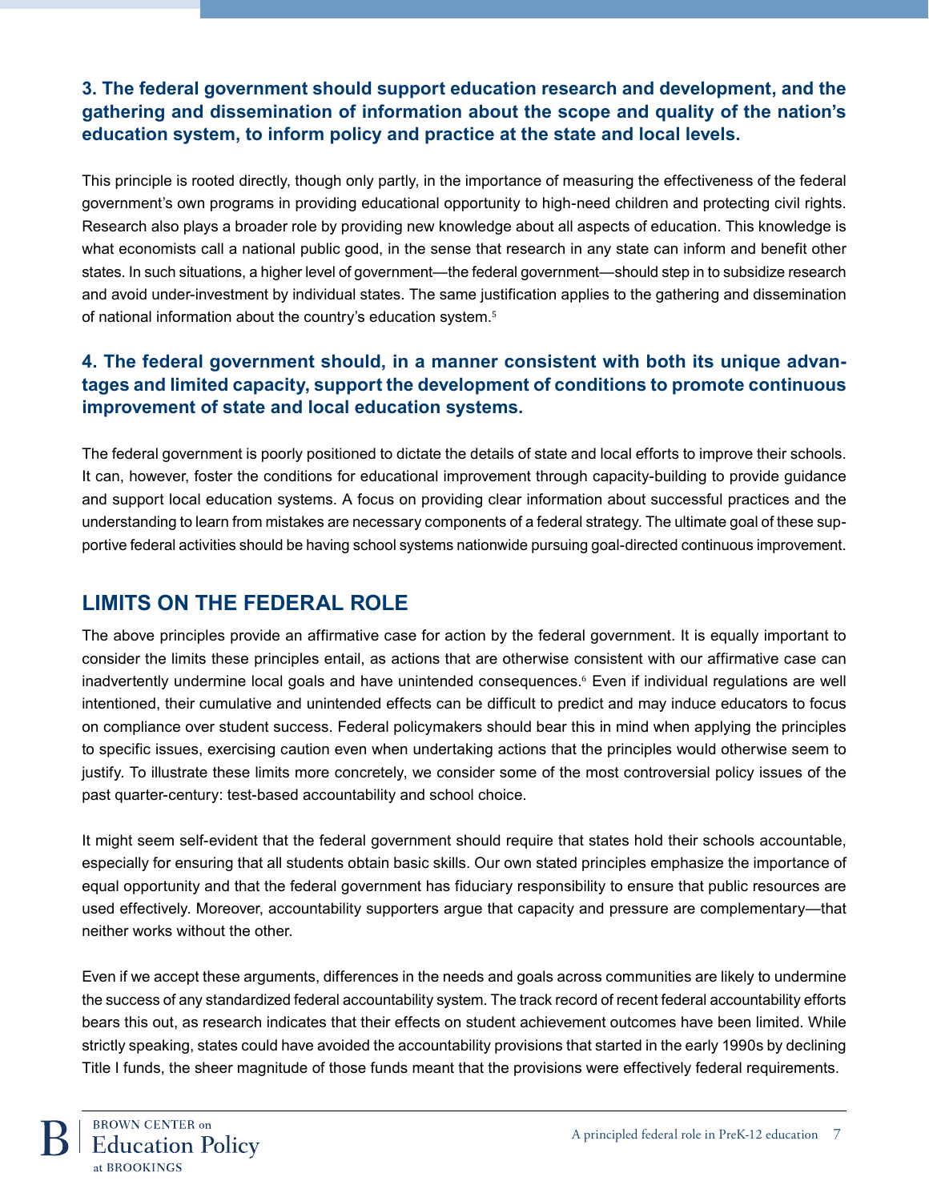**3. The federal government should support education research and development, and the gathering and dissemination of information about the scope and quality of the nation's education system, to inform policy and practice at the state and local levels.**

This principle is rooted directly, though only partly, in the importance of measuring the effectiveness of the federal government's own programs in providing educational opportunity to high-need children and protecting civil rights. Research also plays a broader role by providing new knowledge about all aspects of education. This knowledge is what economists call a national public good, in the sense that research in any state can inform and benefit other states. In such situations, a higher level of government—the federal government—should step in to subsidize research and avoid under-investment by individual states. The same justification applies to the gathering and dissemination of national information about the country's education system.[5]

**4. The federal government should, in a manner consistent with both its unique advantages and limited capacity, support the development of conditions to promote continuous improvement of state and local education systems.**

The federal government is poorly positioned to dictate the details of state and local efforts to improve their schools. It can, however, foster the conditions for educational improvement through capacity-building to provide guidance and support local education systems. A focus on providing clear information about successful practices and the understanding to learn from mistakes are necessary components of a federal strategy. The ultimate goal of these supportive federal activities should be having school systems nationwide pursuing goal-directed continuous improvement.

## LIMITS ON THE FEDERAL ROLE

The above principles provide an affirmative case for action by the federal government. It is equally important to consider the limits these principles entail, as actions that are otherwise consistent with our affirmative case can inadvertently undermine local goals and have unintended consequences.[6] Even if individual regulations are well intentioned, their cumulative and unintended effects can be difficult to predict and may induce educators to focus on compliance over student success. Federal policymakers should bear this in mind when applying the principles to specific issues, exercising caution even when undertaking actions that the principles would otherwise seem to justify. To illustrate these limits more concretely, we consider some of the most controversial policy issues of the past quarter-century: test-based accountability and school choice.

It might seem self-evident that the federal government should require that states hold their schools accountable, especially for ensuring that all students obtain basic skills. Our own stated principles emphasize the importance of equal opportunity and that the federal government has fiduciary responsibility to ensure that public resources are used effectively. Moreover, accountability supporters argue that capacity and pressure are complementary—that neither works without the other.

Even if we accept these arguments, differences in the needs and goals across communities are likely to undermine the success of any standardized federal accountability system. The track record of recent federal accountability efforts bears this out, as research indicates that their effects on student achievement outcomes have been limited. While strictly speaking, states could have avoided the accountability provisions that started in the early 1990s by declining Title I funds, the sheer magnitude of those funds meant that the provisions were effectively federal requirements.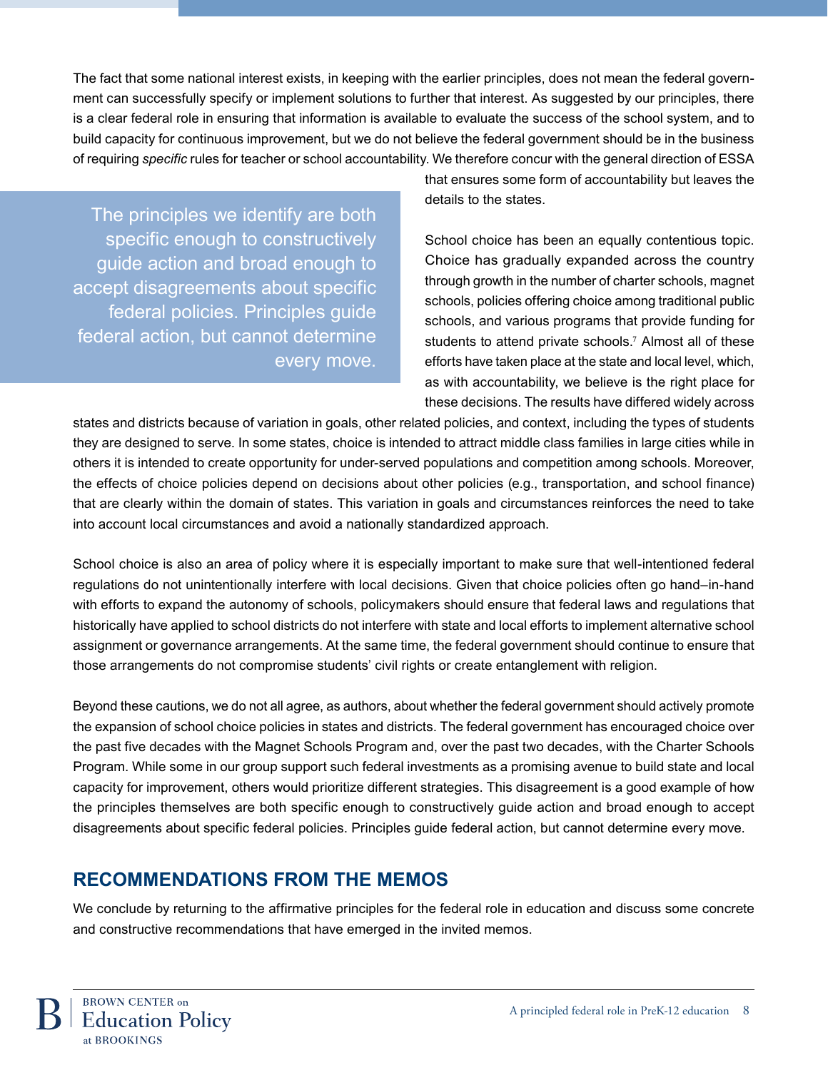The fact that some national interest exists, in keeping with the earlier principles, does not mean the federal government can successfully specify or implement solutions to further that interest. As suggested by our principles, there is a clear federal role in ensuring that information is available to evaluate the success of the school system, and to build capacity for continuous improvement, but we do not believe the federal government should be in the business of requiring *specific* rules for teacher or school accountability. We therefore concur with the general direction of ESSA that ensures some form of accountability but leaves the details to the states.

> The principles we identify are both specific enough to constructively guide action and broad enough to accept disagreements about specific federal policies. Principles guide federal action, but cannot determine every move.

School choice has been an equally contentious topic. Choice has gradually expanded across the country through growth in the number of charter schools, magnet schools, policies offering choice among traditional public schools, and various programs that provide funding for students to attend private schools.[7] Almost all of these efforts have taken place at the state and local level, which, as with accountability, we believe is the right place for these decisions. The results have differed widely across states and districts because of variation in goals, other related policies, and context, including the types of students they are designed to serve. In some states, choice is intended to attract middle class families in large cities while in others it is intended to create opportunity for under-served populations and competition among schools. Moreover, the effects of choice policies depend on decisions about other policies (e.g., transportation, and school finance) that are clearly within the domain of states. This variation in goals and circumstances reinforces the need to take into account local circumstances and avoid a nationally standardized approach.

School choice is also an area of policy where it is especially important to make sure that well-intentioned federal regulations do not unintentionally interfere with local decisions. Given that choice policies often go hand–in-hand with efforts to expand the autonomy of schools, policymakers should ensure that federal laws and regulations that historically have applied to school districts do not interfere with state and local efforts to implement alternative school assignment or governance arrangements. At the same time, the federal government should continue to ensure that those arrangements do not compromise students' civil rights or create entanglement with religion.

Beyond these cautions, we do not all agree, as authors, about whether the federal government should actively promote the expansion of school choice policies in states and districts. The federal government has encouraged choice over the past five decades with the Magnet Schools Program and, over the past two decades, with the Charter Schools Program. While some in our group support such federal investments as a promising avenue to build state and local capacity for improvement, others would prioritize different strategies. This disagreement is a good example of how the principles themselves are both specific enough to constructively guide action and broad enough to accept disagreements about specific federal policies. Principles guide federal action, but cannot determine every move.

## RECOMMENDATIONS FROM THE MEMOS

We conclude by returning to the affirmative principles for the federal role in education and discuss some concrete and constructive recommendations that have emerged in the invited memos.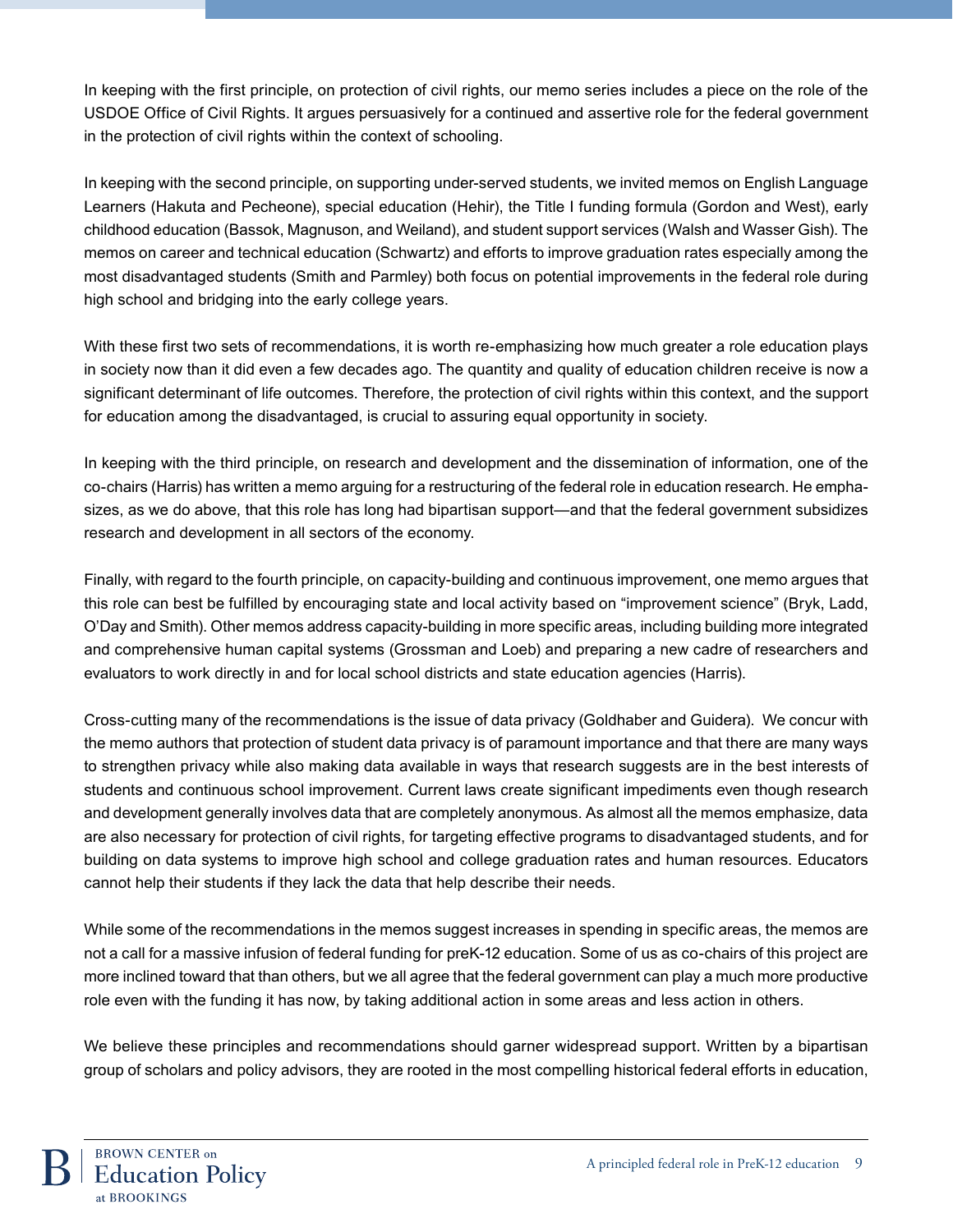In keeping with the first principle, on protection of civil rights, our memo series includes a piece on the role of the USDOE Office of Civil Rights. It argues persuasively for a continued and assertive role for the federal government in the protection of civil rights within the context of schooling.

In keeping with the second principle, on supporting under-served students, we invited memos on English Language Learners (Hakuta and Pecheone), special education (Hehir), the Title I funding formula (Gordon and West), early childhood education (Bassok, Magnuson, and Weiland), and student support services (Walsh and Wasser Gish). The memos on career and technical education (Schwartz) and efforts to improve graduation rates especially among the most disadvantaged students (Smith and Parmley) both focus on potential improvements in the federal role during high school and bridging into the early college years.

With these first two sets of recommendations, it is worth re-emphasizing how much greater a role education plays in society now than it did even a few decades ago. The quantity and quality of education children receive is now a significant determinant of life outcomes. Therefore, the protection of civil rights within this context, and the support for education among the disadvantaged, is crucial to assuring equal opportunity in society.

In keeping with the third principle, on research and development and the dissemination of information, one of the co-chairs (Harris) has written a memo arguing for a restructuring of the federal role in education research. He emphasizes, as we do above, that this role has long had bipartisan support—and that the federal government subsidizes research and development in all sectors of the economy.

Finally, with regard to the fourth principle, on capacity-building and continuous improvement, one memo argues that this role can best be fulfilled by encouraging state and local activity based on "improvement science" (Bryk, Ladd, O'Day and Smith). Other memos address capacity-building in more specific areas, including building more integrated and comprehensive human capital systems (Grossman and Loeb) and preparing a new cadre of researchers and evaluators to work directly in and for local school districts and state education agencies (Harris).

Cross-cutting many of the recommendations is the issue of data privacy (Goldhaber and Guidera). We concur with the memo authors that protection of student data privacy is of paramount importance and that there are many ways to strengthen privacy while also making data available in ways that research suggests are in the best interests of students and continuous school improvement. Current laws create significant impediments even though research and development generally involves data that are completely anonymous. As almost all the memos emphasize, data are also necessary for protection of civil rights, for targeting effective programs to disadvantaged students, and for building on data systems to improve high school and college graduation rates and human resources. Educators cannot help their students if they lack the data that help describe their needs.

While some of the recommendations in the memos suggest increases in spending in specific areas, the memos are not a call for a massive infusion of federal funding for preK-12 education. Some of us as co-chairs of this project are more inclined toward that than others, but we all agree that the federal government can play a much more productive role even with the funding it has now, by taking additional action in some areas and less action in others.

We believe these principles and recommendations should garner widespread support. Written by a bipartisan group of scholars and policy advisors, they are rooted in the most compelling historical federal efforts in education,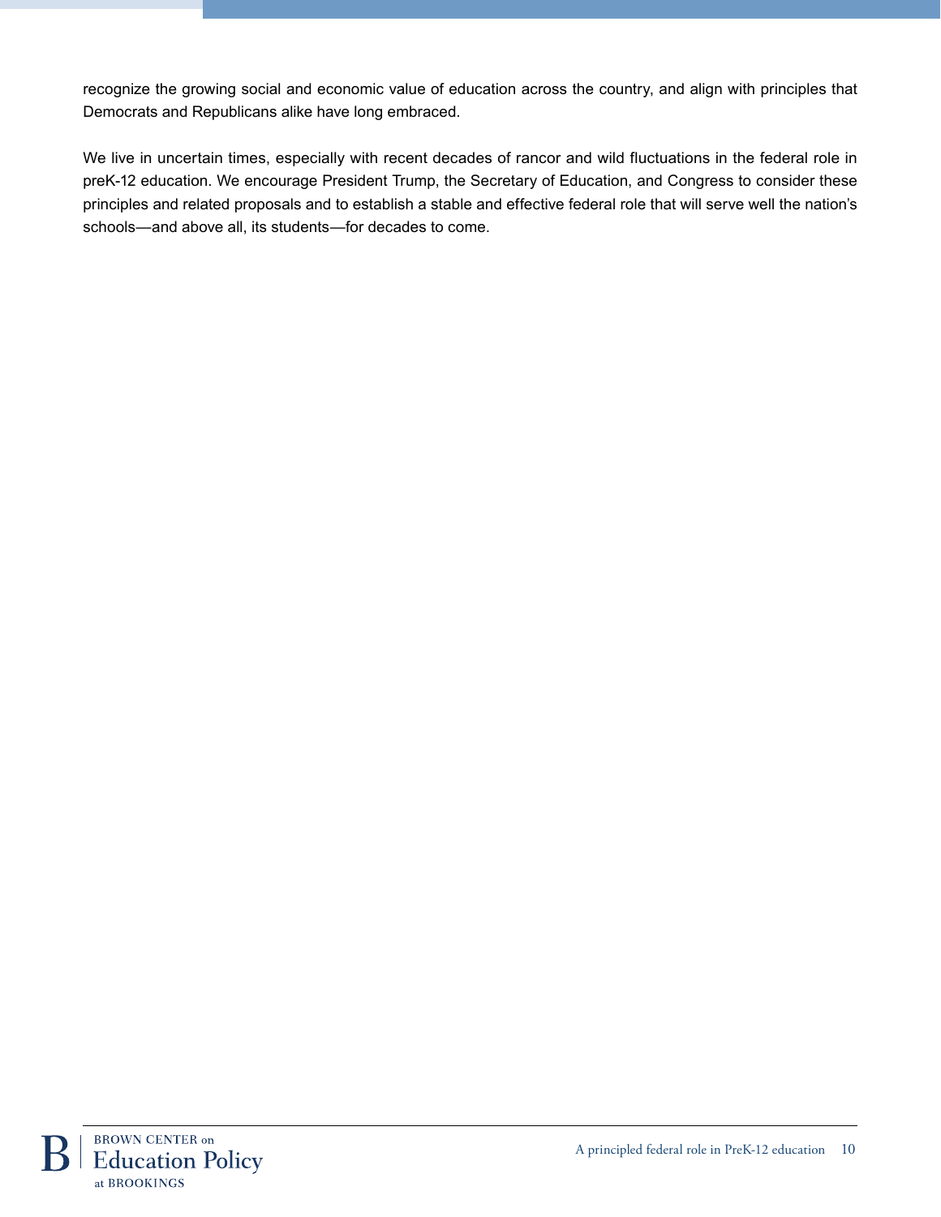recognize the growing social and economic value of education across the country, and align with principles that Democrats and Republicans alike have long embraced.

We live in uncertain times, especially with recent decades of rancor and wild fluctuations in the federal role in preK-12 education. We encourage President Trump, the Secretary of Education, and Congress to consider these principles and related proposals and to establish a stable and effective federal role that will serve well the nation's schools—and above all, its students—for decades to come.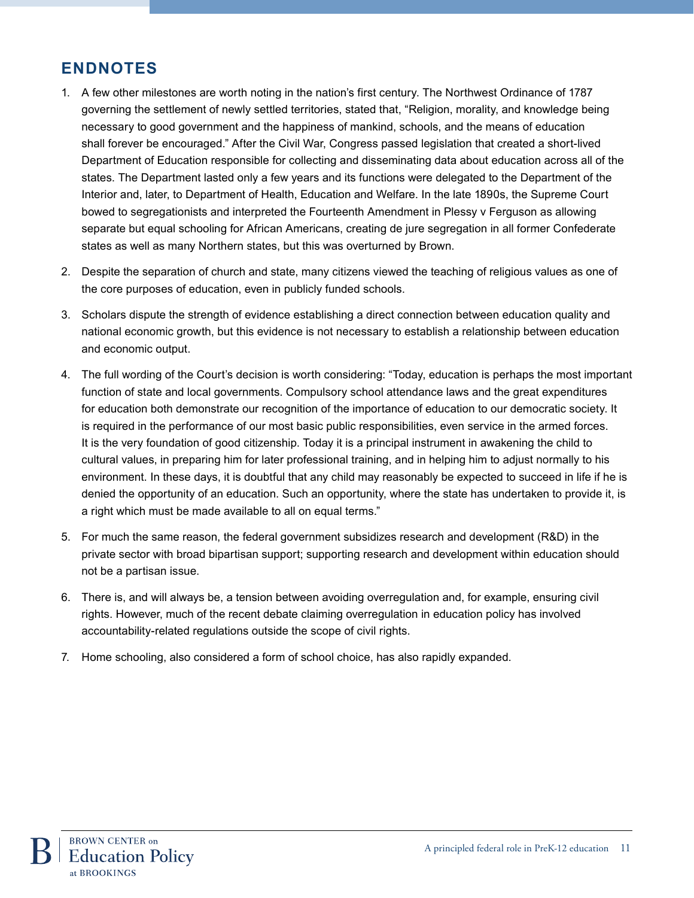## ENDNOTES

1. A few other milestones are worth noting in the nation's first century. The Northwest Ordinance of 1787 governing the settlement of newly settled territories, stated that, "Religion, morality, and knowledge being necessary to good government and the happiness of mankind, schools, and the means of education shall forever be encouraged." After the Civil War, Congress passed legislation that created a short-lived Department of Education responsible for collecting and disseminating data about education across all of the states. The Department lasted only a few years and its functions were delegated to the Department of the Interior and, later, to Department of Health, Education and Welfare. In the late 1890s, the Supreme Court bowed to segregationists and interpreted the Fourteenth Amendment in Plessy v Ferguson as allowing separate but equal schooling for African Americans, creating de jure segregation in all former Confederate states as well as many Northern states, but this was overturned by Brown.

2. Despite the separation of church and state, many citizens viewed the teaching of religious values as one of the core purposes of education, even in publicly funded schools.

3. Scholars dispute the strength of evidence establishing a direct connection between education quality and national economic growth, but this evidence is not necessary to establish a relationship between education and economic output.

4. The full wording of the Court's decision is worth considering: "Today, education is perhaps the most important function of state and local governments. Compulsory school attendance laws and the great expenditures for education both demonstrate our recognition of the importance of education to our democratic society. It is required in the performance of our most basic public responsibilities, even service in the armed forces. It is the very foundation of good citizenship. Today it is a principal instrument in awakening the child to cultural values, in preparing him for later professional training, and in helping him to adjust normally to his environment. In these days, it is doubtful that any child may reasonably be expected to succeed in life if he is denied the opportunity of an education. Such an opportunity, where the state has undertaken to provide it, is a right which must be made available to all on equal terms."

5. For much the same reason, the federal government subsidizes research and development (R&D) in the private sector with broad bipartisan support; supporting research and development within education should not be a partisan issue.

6. There is, and will always be, a tension between avoiding overregulation and, for example, ensuring civil rights. However, much of the recent debate claiming overregulation in education policy has involved accountability-related regulations outside the scope of civil rights.

7. Home schooling, also considered a form of school choice, has also rapidly expanded.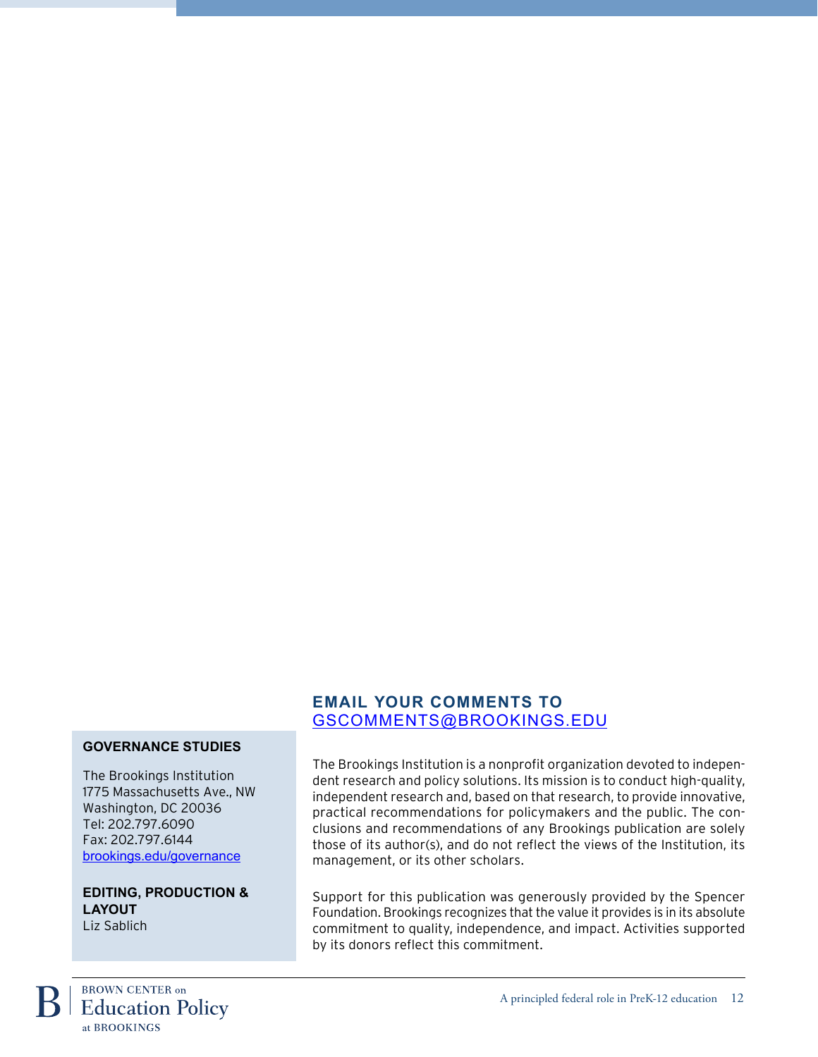**EMAIL YOUR COMMENTS TO**
GSCOMMENTS@BROOKINGS.EDU

**GOVERNANCE STUDIES**

The Brookings Institution
1775 Massachusetts Ave., NW
Washington, DC 20036
Tel: 202.797.6090
Fax: 202.797.6144
brookings.edu/governance

**EDITING, PRODUCTION & LAYOUT**
Liz Sablich

The Brookings Institution is a nonprofit organization devoted to independent research and policy solutions. Its mission is to conduct high-quality, independent research and, based on that research, to provide innovative, practical recommendations for policymakers and the public. The conclusions and recommendations of any Brookings publication are solely those of its author(s), and do not reflect the views of the Institution, its management, or its other scholars.

Support for this publication was generously provided by the Spencer Foundation. Brookings recognizes that the value it provides is in its absolute commitment to quality, independence, and impact. Activities supported by its donors reflect this commitment.